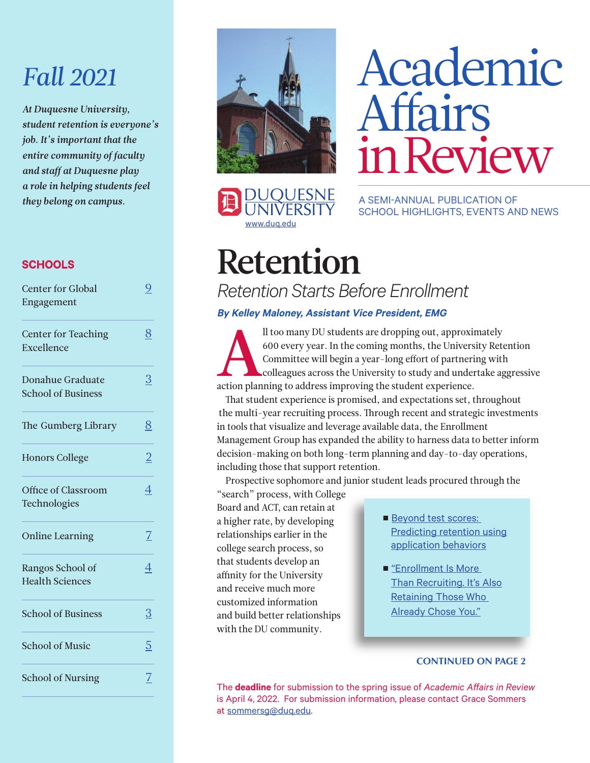# Academic Affairs in Review

A SEMI-ANNUAL PUBLICATION OF SCHOOL HIGHLIGHTS, EVENTS AND NEWS

DUQUESNE UNIVERSITY
www.duq.edu

## Fall 2021

*At Duquesne University, student retention is everyone's job. It's important that the entire community of faculty and staff at Duquesne play a role in helping students feel they belong on campus.*

### SCHOOLS

| | |
|---|---|
| Center for Global Engagement | 9 |
| Center for Teaching Excellence | 8 |
| Donahue Graduate School of Business | 3 |
| The Gumberg Library | 8 |
| Honors College | 2 |
| Office of Classroom Technologies | 4 |
| Online Learning | 7 |
| Rangos School of Health Sciences | 4 |
| School of Business | 3 |
| School of Music | 5 |
| School of Nursing | 7 |

# Retention

## *Retention Starts Before Enrollment*

***By Kelley Maloney, Assistant Vice President, EMG***

All too many DU students are dropping out, approximately 600 every year. In the coming months, the University Retention Committee will begin a year-long effort of partnering with colleagues across the University to study and undertake aggressive action planning to address improving the student experience.

That student experience is promised, and expectations set, throughout the multi-year recruiting process. Through recent and strategic investments in tools that visualize and leverage available data, the Enrollment Management Group has expanded the ability to harness data to better inform decision-making on both long-term planning and day-to-day operations, including those that support retention.

Prospective sophomore and junior student leads procured through the "search" process, with College Board and ACT, can retain at a higher rate, by developing relationships earlier in the college search process, so that students develop an affinity for the University and receive much more customized information and build better relationships with the DU community.

- Beyond test scores: Predicting retention using application behaviors
- "Enrollment Is More Than Recruiting. It's Also Retaining Those Who Already Chose You."

**CONTINUED ON PAGE 2**

The **deadline** for submission to the spring issue of *Academic Affairs in Review* is April 4, 2022. For submission information, please contact Grace Sommers at sommersg@duq.edu.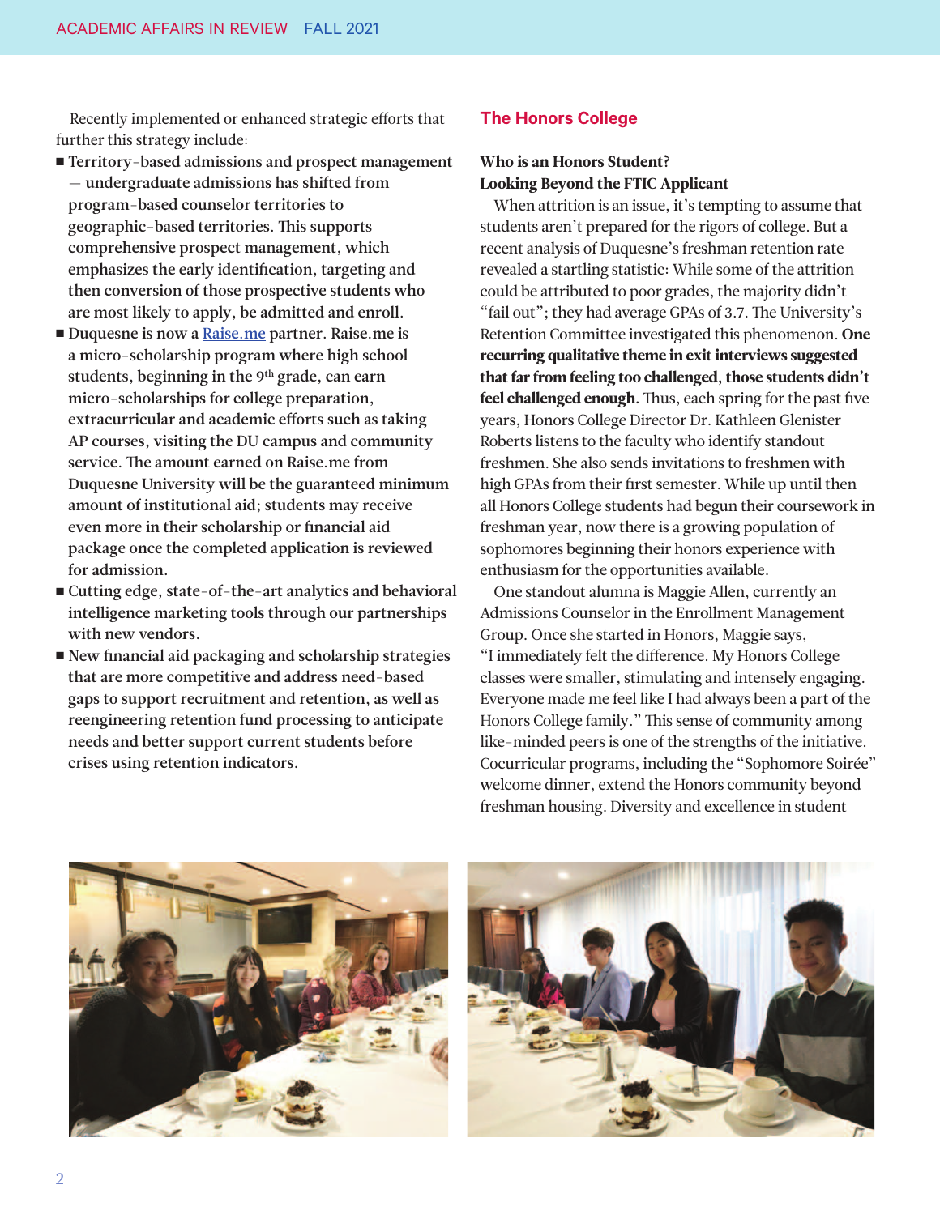Recently implemented or enhanced strategic efforts that further this strategy include:

- **Territory-based admissions and prospect management — undergraduate admissions has shifted from program-based counselor territories to geographic-based territories. This supports comprehensive prospect management, which emphasizes the early identification, targeting and then conversion of those prospective students who are most likely to apply, be admitted and enroll.**
- **Duquesne is now a [Raise.me](Raise.me) partner. Raise.me is a micro-scholarship program where high school students, beginning in the 9th grade, can earn micro-scholarships for college preparation, extracurricular and academic efforts such as taking AP courses, visiting the DU campus and community service. The amount earned on Raise.me from Duquesne University will be the guaranteed minimum amount of institutional aid; students may receive even more in their scholarship or financial aid package once the completed application is reviewed for admission.**
- **Cutting edge, state-of-the-art analytics and behavioral intelligence marketing tools through our partnerships with new vendors.**
- **New financial aid packaging and scholarship strategies that are more competitive and address need-based gaps to support recruitment and retention, as well as reengineering retention fund processing to anticipate needs and better support current students before crises using retention indicators.**

## The Honors College

### Who is an Honors Student? Looking Beyond the FTIC Applicant

When attrition is an issue, it's tempting to assume that students aren't prepared for the rigors of college. But a recent analysis of Duquesne's freshman retention rate revealed a startling statistic: While some of the attrition could be attributed to poor grades, the majority didn't "fail out"; they had average GPAs of 3.7. The University's Retention Committee investigated this phenomenon. **One recurring qualitative theme in exit interviews suggested that far from feeling too challenged, those students didn't feel challenged enough.** Thus, each spring for the past five years, Honors College Director Dr. Kathleen Glenister Roberts listens to the faculty who identify standout freshmen. She also sends invitations to freshmen with high GPAs from their first semester. While up until then all Honors College students had begun their coursework in freshman year, now there is a growing population of sophomores beginning their honors experience with enthusiasm for the opportunities available.

One standout alumna is Maggie Allen, currently an Admissions Counselor in the Enrollment Management Group. Once she started in Honors, Maggie says, "I immediately felt the difference. My Honors College classes were smaller, stimulating and intensely engaging. Everyone made me feel like I had always been a part of the Honors College family." This sense of community among like-minded peers is one of the strengths of the initiative. Cocurricular programs, including the "Sophomore Soirée" welcome dinner, extend the Honors community beyond freshman housing. Diversity and excellence in student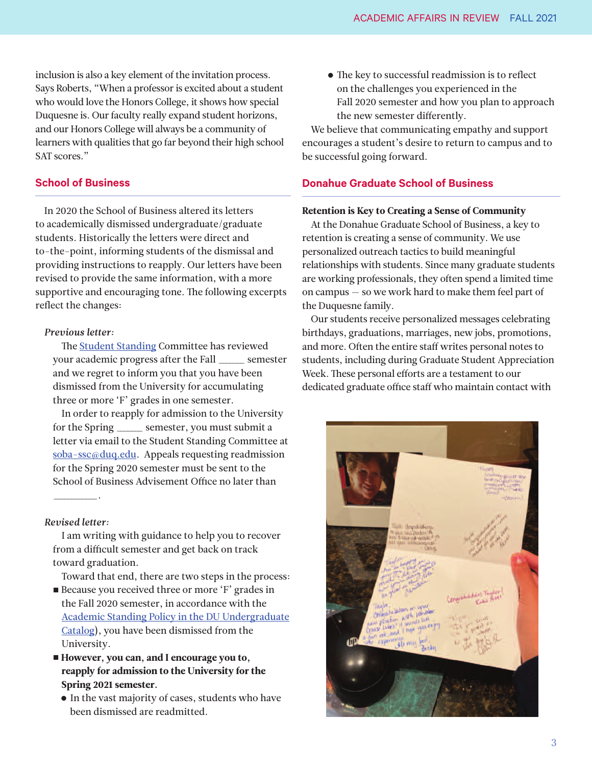inclusion is also a key element of the invitation process. Says Roberts, "When a professor is excited about a student who would love the Honors College, it shows how special Duquesne is. Our faculty really expand student horizons, and our Honors College will always be a community of learners with qualities that go far beyond their high school SAT scores."

## School of Business

In 2020 the School of Business altered its letters to academically dismissed undergraduate/graduate students. Historically the letters were direct and to-the-point, informing students of the dismissal and providing instructions to reapply. Our letters have been revised to provide the same information, with a more supportive and encouraging tone. The following excerpts reflect the changes:

*Previous letter:*

The Student Standing Committee has reviewed your academic progress after the Fall _____ semester and we regret to inform you that you have been dismissed from the University for accumulating three or more 'F' grades in one semester.

In order to reapply for admission to the University for the Spring _____ semester, you must submit a letter via email to the Student Standing Committee at soba-ssc@duq.edu. Appeals requesting readmission for the Spring 2020 semester must be sent to the School of Business Advisement Office no later than ________.

*Revised letter:*

I am writing with guidance to help you to recover from a difficult semester and get back on track toward graduation.

Toward that end, there are two steps in the process:

- Because you received three or more 'F' grades in the Fall 2020 semester, in accordance with the Academic Standing Policy in the DU Undergraduate Catalog), you have been dismissed from the University.
- **However, you can, and I encourage you to, reapply for admission to the University for the Spring 2021 semester.**
  - In the vast majority of cases, students who have been dismissed are readmitted.
  - The key to successful readmission is to reflect on the challenges you experienced in the Fall 2020 semester and how you plan to approach the new semester differently.

We believe that communicating empathy and support encourages a student's desire to return to campus and to be successful going forward.

## Donahue Graduate School of Business

**Retention is Key to Creating a Sense of Community**

At the Donahue Graduate School of Business, a key to retention is creating a sense of community. We use personalized outreach tactics to build meaningful relationships with students. Since many graduate students are working professionals, they often spend a limited time on campus — so we work hard to make them feel part of the Duquesne family.

Our students receive personalized messages celebrating birthdays, graduations, marriages, new jobs, promotions, and more. Often the entire staff writes personal notes to students, including during Graduate Student Appreciation Week. These personal efforts are a testament to our dedicated graduate office staff who maintain contact with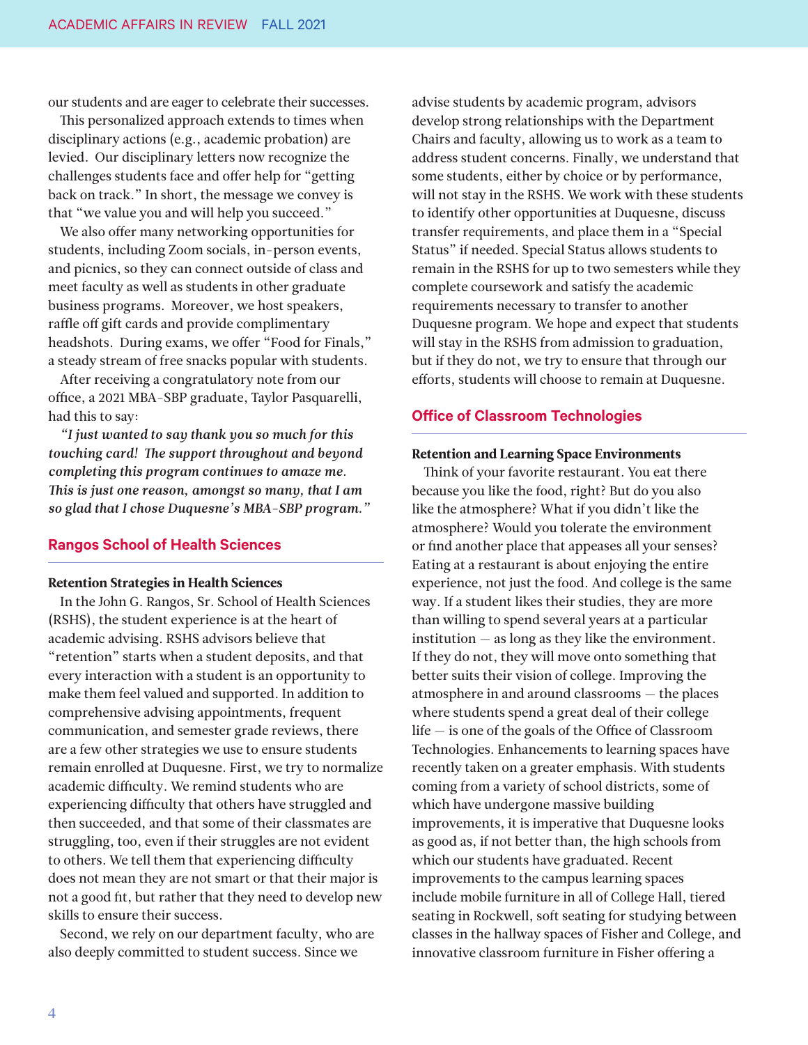our students and are eager to celebrate their successes.

This personalized approach extends to times when disciplinary actions (e.g., academic probation) are levied. Our disciplinary letters now recognize the challenges students face and offer help for "getting back on track." In short, the message we convey is that "we value you and will help you succeed."

We also offer many networking opportunities for students, including Zoom socials, in-person events, and picnics, so they can connect outside of class and meet faculty as well as students in other graduate business programs. Moreover, we host speakers, raffle off gift cards and provide complimentary headshots. During exams, we offer "Food for Finals," a steady stream of free snacks popular with students.

After receiving a congratulatory note from our office, a 2021 MBA-SBP graduate, Taylor Pasquarelli, had this to say:

***"I just wanted to say thank you so much for this touching card! The support throughout and beyond completing this program continues to amaze me. This is just one reason, amongst so many, that I am so glad that I chose Duquesne's MBA-SBP program."***

## Rangos School of Health Sciences

### Retention Strategies in Health Sciences

In the John G. Rangos, Sr. School of Health Sciences (RSHS), the student experience is at the heart of academic advising. RSHS advisors believe that "retention" starts when a student deposits, and that every interaction with a student is an opportunity to make them feel valued and supported. In addition to comprehensive advising appointments, frequent communication, and semester grade reviews, there are a few other strategies we use to ensure students remain enrolled at Duquesne. First, we try to normalize academic difficulty. We remind students who are experiencing difficulty that others have struggled and then succeeded, and that some of their classmates are struggling, too, even if their struggles are not evident to others. We tell them that experiencing difficulty does not mean they are not smart or that their major is not a good fit, but rather that they need to develop new skills to ensure their success.

Second, we rely on our department faculty, who are also deeply committed to student success. Since we advise students by academic program, advisors develop strong relationships with the Department Chairs and faculty, allowing us to work as a team to address student concerns. Finally, we understand that some students, either by choice or by performance, will not stay in the RSHS. We work with these students to identify other opportunities at Duquesne, discuss transfer requirements, and place them in a "Special Status" if needed. Special Status allows students to remain in the RSHS for up to two semesters while they complete coursework and satisfy the academic requirements necessary to transfer to another Duquesne program. We hope and expect that students will stay in the RSHS from admission to graduation, but if they do not, we try to ensure that through our efforts, students will choose to remain at Duquesne.

## Office of Classroom Technologies

### Retention and Learning Space Environments

Think of your favorite restaurant. You eat there because you like the food, right? But do you also like the atmosphere? What if you didn't like the atmosphere? Would you tolerate the environment or find another place that appeases all your senses? Eating at a restaurant is about enjoying the entire experience, not just the food. And college is the same way. If a student likes their studies, they are more than willing to spend several years at a particular institution — as long as they like the environment. If they do not, they will move onto something that better suits their vision of college. Improving the atmosphere in and around classrooms — the places where students spend a great deal of their college life — is one of the goals of the Office of Classroom Technologies. Enhancements to learning spaces have recently taken on a greater emphasis. With students coming from a variety of school districts, some of which have undergone massive building improvements, it is imperative that Duquesne looks as good as, if not better than, the high schools from which our students have graduated. Recent improvements to the campus learning spaces include mobile furniture in all of College Hall, tiered seating in Rockwell, soft seating for studying between classes in the hallway spaces of Fisher and College, and innovative classroom furniture in Fisher offering a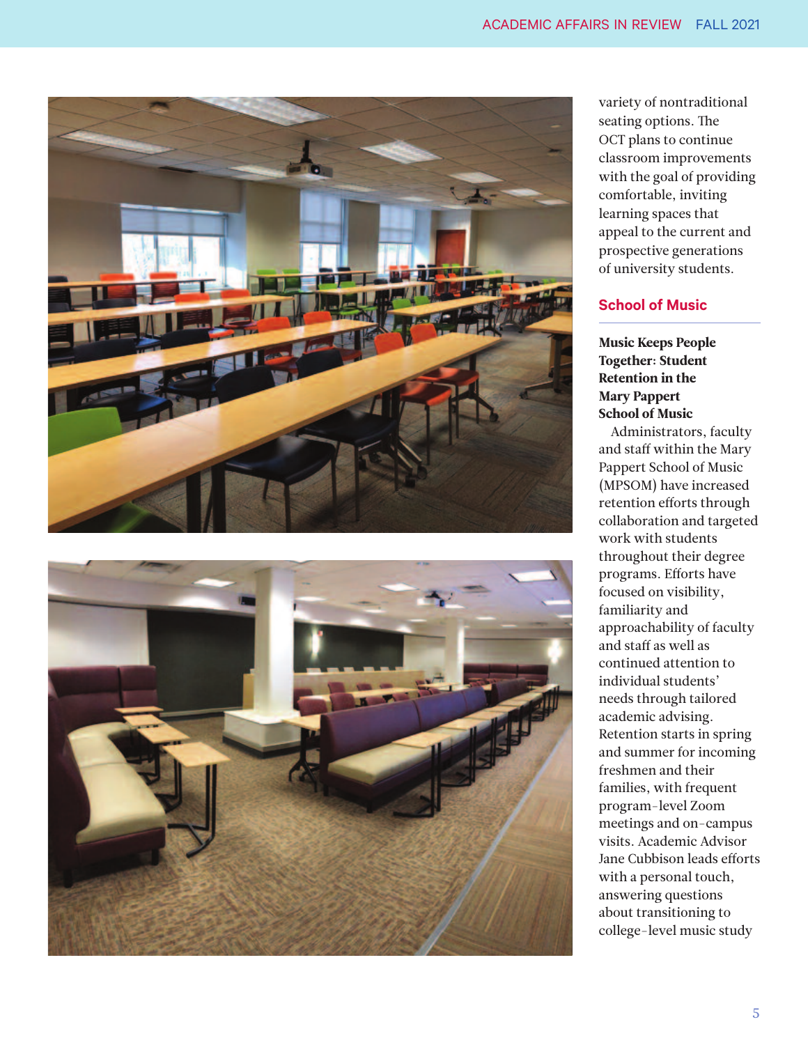variety of nontraditional seating options. The OCT plans to continue classroom improvements with the goal of providing comfortable, inviting learning spaces that appeal to the current and prospective generations of university students.

## School of Music

**Music Keeps People Together: Student Retention in the Mary Pappert School of Music**

Administrators, faculty and staff within the Mary Pappert School of Music (MPSOM) have increased retention efforts through collaboration and targeted work with students throughout their degree programs. Efforts have focused on visibility, familiarity and approachability of faculty and staff as well as continued attention to individual students' needs through tailored academic advising. Retention starts in spring and summer for incoming freshmen and their families, with frequent program-level Zoom meetings and on-campus visits. Academic Advisor Jane Cubbison leads efforts with a personal touch, answering questions about transitioning to college-level music study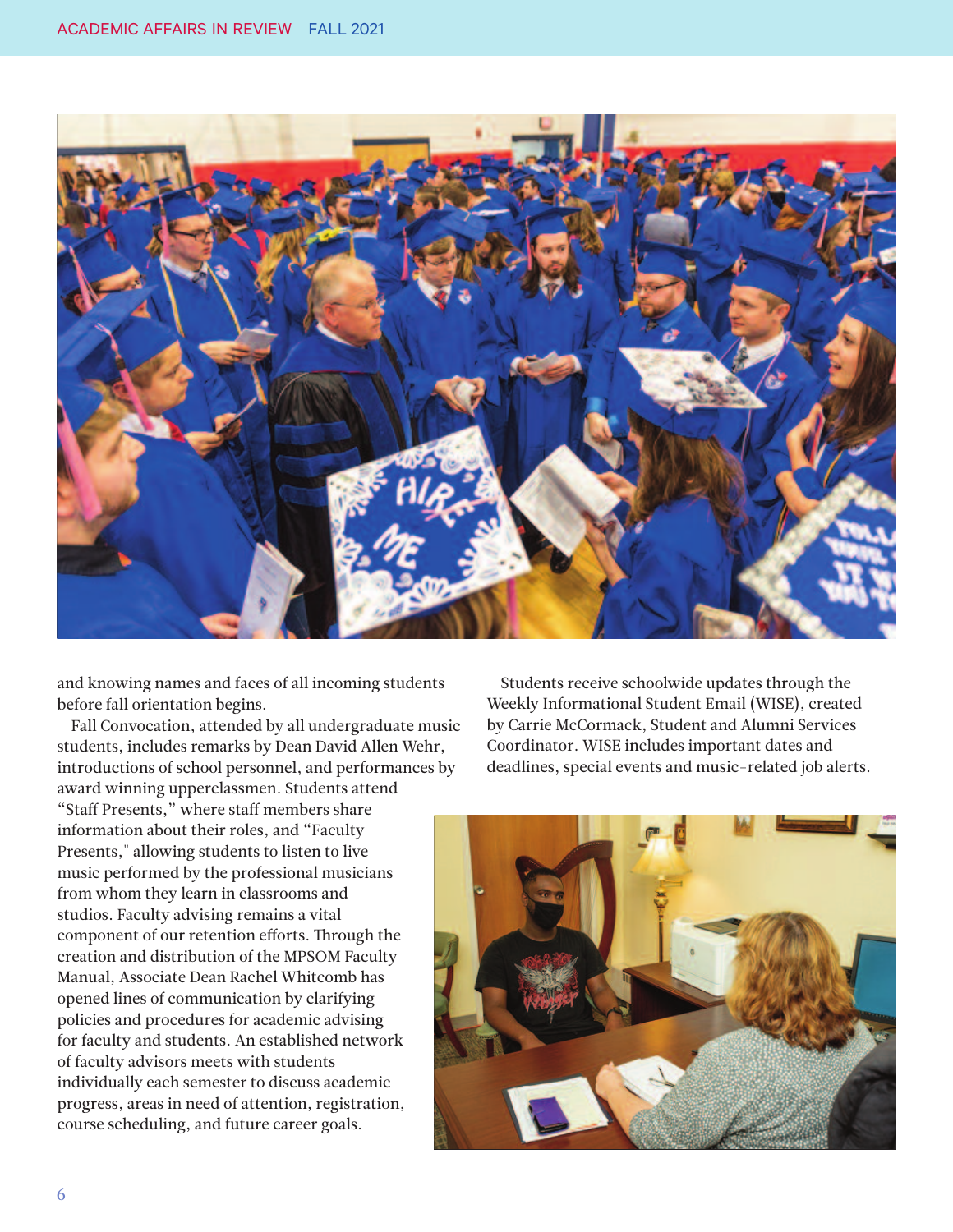and knowing names and faces of all incoming students before fall orientation begins.

Fall Convocation, attended by all undergraduate music students, includes remarks by Dean David Allen Wehr, introductions of school personnel, and performances by award winning upperclassmen. Students attend "Staff Presents," where staff members share information about their roles, and "Faculty Presents," allowing students to listen to live music performed by the professional musicians from whom they learn in classrooms and studios. Faculty advising remains a vital component of our retention efforts. Through the creation and distribution of the MPSOM Faculty Manual, Associate Dean Rachel Whitcomb has opened lines of communication by clarifying policies and procedures for academic advising for faculty and students. An established network of faculty advisors meets with students individually each semester to discuss academic progress, areas in need of attention, registration, course scheduling, and future career goals.

Students receive schoolwide updates through the Weekly Informational Student Email (WISE), created by Carrie McCormack, Student and Alumni Services Coordinator. WISE includes important dates and deadlines, special events and music-related job alerts.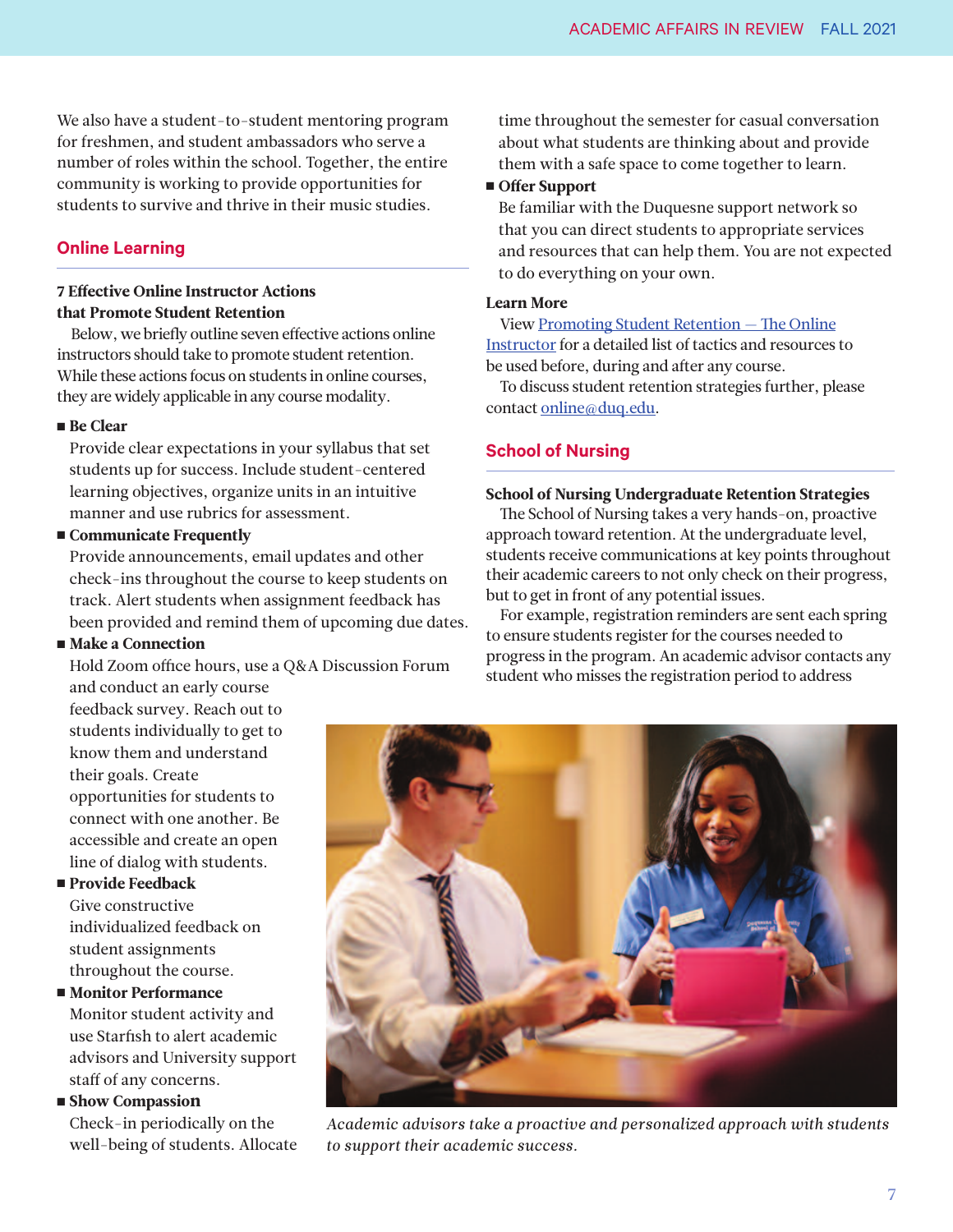We also have a student-to-student mentoring program for freshmen, and student ambassadors who serve a number of roles within the school. Together, the entire community is working to provide opportunities for students to survive and thrive in their music studies.

## Online Learning

### 7 Effective Online Instructor Actions that Promote Student Retention

Below, we briefly outline seven effective actions online instructors should take to promote student retention. While these actions focus on students in online courses, they are widely applicable in any course modality.

- **Be Clear**
  Provide clear expectations in your syllabus that set students up for success. Include student-centered learning objectives, organize units in an intuitive manner and use rubrics for assessment.
- **Communicate Frequently**
  Provide announcements, email updates and other check-ins throughout the course to keep students on track. Alert students when assignment feedback has been provided and remind them of upcoming due dates.
- **Make a Connection**
  Hold Zoom office hours, use a Q&A Discussion Forum and conduct an early course feedback survey. Reach out to students individually to get to know them and understand their goals. Create opportunities for students to connect with one another. Be accessible and create an open line of dialog with students.
- **Provide Feedback**
  Give constructive individualized feedback on student assignments throughout the course.
- **Monitor Performance**
  Monitor student activity and use Starfish to alert academic advisors and University support staff of any concerns.
- **Show Compassion**
  Check-in periodically on the well-being of students. Allocate time throughout the semester for casual conversation about what students are thinking about and provide them with a safe space to come together to learn.
- **Offer Support**
  Be familiar with the Duquesne support network so that you can direct students to appropriate services and resources that can help them. You are not expected to do everything on your own.

**Learn More**

View Promoting Student Retention — The Online Instructor for a detailed list of tactics and resources to be used before, during and after any course.

To discuss student retention strategies further, please contact online@duq.edu.

## School of Nursing

### School of Nursing Undergraduate Retention Strategies

The School of Nursing takes a very hands-on, proactive approach toward retention. At the undergraduate level, students receive communications at key points throughout their academic careers to not only check on their progress, but to get in front of any potential issues.

For example, registration reminders are sent each spring to ensure students register for the courses needed to progress in the program. An academic advisor contacts any student who misses the registration period to address

*Academic advisors take a proactive and personalized approach with students to support their academic success.*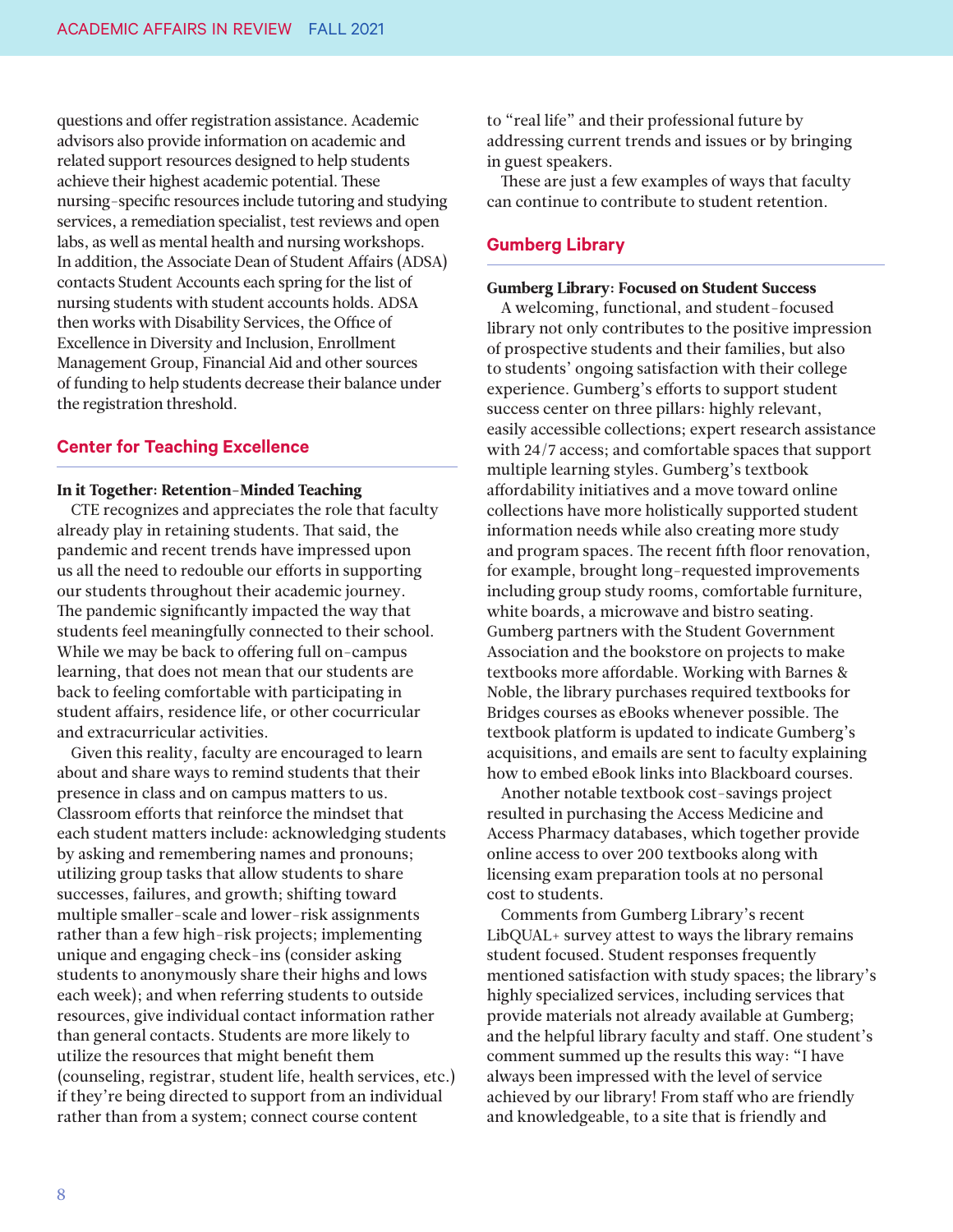questions and offer registration assistance. Academic advisors also provide information on academic and related support resources designed to help students achieve their highest academic potential. These nursing-specific resources include tutoring and studying services, a remediation specialist, test reviews and open labs, as well as mental health and nursing workshops. In addition, the Associate Dean of Student Affairs (ADSA) contacts Student Accounts each spring for the list of nursing students with student accounts holds. ADSA then works with Disability Services, the Office of Excellence in Diversity and Inclusion, Enrollment Management Group, Financial Aid and other sources of funding to help students decrease their balance under the registration threshold.

## Center for Teaching Excellence

**In it Together: Retention-Minded Teaching**

CTE recognizes and appreciates the role that faculty already play in retaining students. That said, the pandemic and recent trends have impressed upon us all the need to redouble our efforts in supporting our students throughout their academic journey. The pandemic significantly impacted the way that students feel meaningfully connected to their school. While we may be back to offering full on-campus learning, that does not mean that our students are back to feeling comfortable with participating in student affairs, residence life, or other cocurricular and extracurricular activities.

Given this reality, faculty are encouraged to learn about and share ways to remind students that their presence in class and on campus matters to us. Classroom efforts that reinforce the mindset that each student matters include: acknowledging students by asking and remembering names and pronouns; utilizing group tasks that allow students to share successes, failures, and growth; shifting toward multiple smaller-scale and lower-risk assignments rather than a few high-risk projects; implementing unique and engaging check-ins (consider asking students to anonymously share their highs and lows each week); and when referring students to outside resources, give individual contact information rather than general contacts. Students are more likely to utilize the resources that might benefit them (counseling, registrar, student life, health services, etc.) if they're being directed to support from an individual rather than from a system; connect course content to "real life" and their professional future by addressing current trends and issues or by bringing in guest speakers.

These are just a few examples of ways that faculty can continue to contribute to student retention.

## Gumberg Library

**Gumberg Library: Focused on Student Success**

A welcoming, functional, and student-focused library not only contributes to the positive impression of prospective students and their families, but also to students' ongoing satisfaction with their college experience. Gumberg's efforts to support student success center on three pillars: highly relevant, easily accessible collections; expert research assistance with 24/7 access; and comfortable spaces that support multiple learning styles. Gumberg's textbook affordability initiatives and a move toward online collections have more holistically supported student information needs while also creating more study and program spaces. The recent fifth floor renovation, for example, brought long-requested improvements including group study rooms, comfortable furniture, white boards, a microwave and bistro seating. Gumberg partners with the Student Government Association and the bookstore on projects to make textbooks more affordable. Working with Barnes & Noble, the library purchases required textbooks for Bridges courses as eBooks whenever possible. The textbook platform is updated to indicate Gumberg's acquisitions, and emails are sent to faculty explaining how to embed eBook links into Blackboard courses.

Another notable textbook cost-savings project resulted in purchasing the Access Medicine and Access Pharmacy databases, which together provide online access to over 200 textbooks along with licensing exam preparation tools at no personal cost to students.

Comments from Gumberg Library's recent LibQUAL+ survey attest to ways the library remains student focused. Student responses frequently mentioned satisfaction with study spaces; the library's highly specialized services, including services that provide materials not already available at Gumberg; and the helpful library faculty and staff. One student's comment summed up the results this way: "I have always been impressed with the level of service achieved by our library! From staff who are friendly and knowledgeable, to a site that is friendly and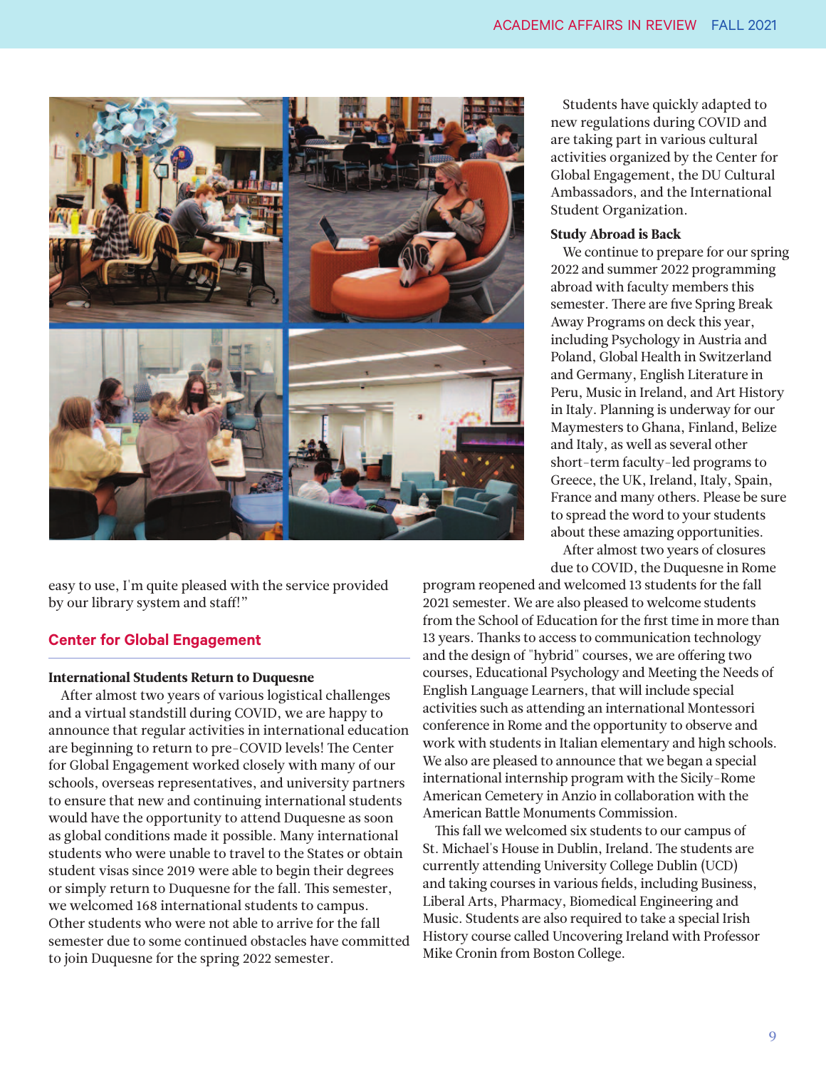Students have quickly adapted to new regulations during COVID and are taking part in various cultural activities organized by the Center for Global Engagement, the DU Cultural Ambassadors, and the International Student Organization.

**Study Abroad is Back**

We continue to prepare for our spring 2022 and summer 2022 programming abroad with faculty members this semester. There are five Spring Break Away Programs on deck this year, including Psychology in Austria and Poland, Global Health in Switzerland and Germany, English Literature in Peru, Music in Ireland, and Art History in Italy. Planning is underway for our Maymesters to Ghana, Finland, Belize and Italy, as well as several other short-term faculty-led programs to Greece, the UK, Ireland, Italy, Spain, France and many others. Please be sure to spread the word to your students about these amazing opportunities.

After almost two years of closures due to COVID, the Duquesne in Rome program reopened and welcomed 13 students for the fall 2021 semester. We are also pleased to welcome students from the School of Education for the first time in more than 13 years. Thanks to access to communication technology and the design of "hybrid" courses, we are offering two courses, Educational Psychology and Meeting the Needs of English Language Learners, that will include special activities such as attending an international Montessori conference in Rome and the opportunity to observe and work with students in Italian elementary and high schools. We also are pleased to announce that we began a special international internship program with the Sicily-Rome American Cemetery in Anzio in collaboration with the American Battle Monuments Commission.

This fall we welcomed six students to our campus of St. Michael's House in Dublin, Ireland. The students are currently attending University College Dublin (UCD) and taking courses in various fields, including Business, Liberal Arts, Pharmacy, Biomedical Engineering and Music. Students are also required to take a special Irish History course called Uncovering Ireland with Professor Mike Cronin from Boston College.

easy to use, I'm quite pleased with the service provided by our library system and staff!"

## Center for Global Engagement

**International Students Return to Duquesne**

After almost two years of various logistical challenges and a virtual standstill during COVID, we are happy to announce that regular activities in international education are beginning to return to pre-COVID levels! The Center for Global Engagement worked closely with many of our schools, overseas representatives, and university partners to ensure that new and continuing international students would have the opportunity to attend Duquesne as soon as global conditions made it possible. Many international students who were unable to travel to the States or obtain student visas since 2019 were able to begin their degrees or simply return to Duquesne for the fall. This semester, we welcomed 168 international students to campus. Other students who were not able to arrive for the fall semester due to some continued obstacles have committed to join Duquesne for the spring 2022 semester.